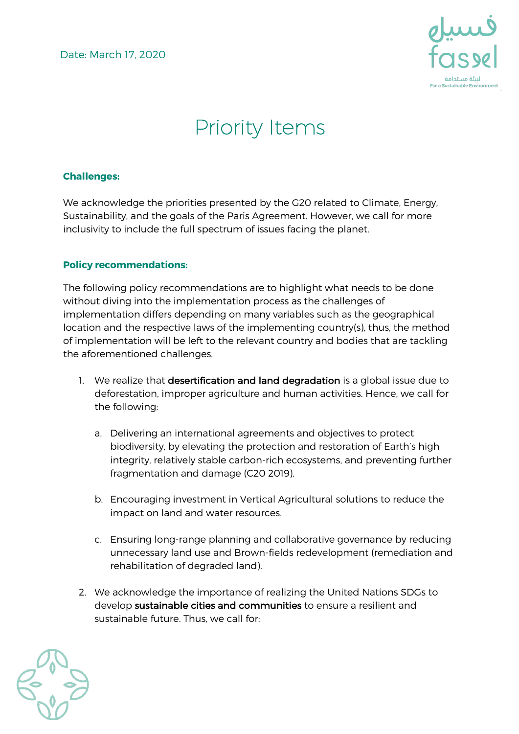Date: March 17, 2020

# Priority Items

**Challenges:**

We acknowledge the priorities presented by the G20 related to Climate, Energy, Sustainability, and the goals of the Paris Agreement. However, we call for more inclusivity to include the full spectrum of issues facing the planet.

**Policy recommendations:**

The following policy recommendations are to highlight what needs to be done without diving into the implementation process as the challenges of implementation differs depending on many variables such as the geographical location and the respective laws of the implementing country(s), thus, the method of implementation will be left to the relevant country and bodies that are tackling the aforementioned challenges.

1. We realize that **desertification and land degradation** is a global issue due to deforestation, improper agriculture and human activities. Hence, we call for the following:

   a. Delivering an international agreements and objectives to protect biodiversity, by elevating the protection and restoration of Earth's high integrity, relatively stable carbon-rich ecosystems, and preventing further fragmentation and damage (C20 2019).

   b. Encouraging investment in Vertical Agricultural solutions to reduce the impact on land and water resources.

   c. Ensuring long-range planning and collaborative governance by reducing unnecessary land use and Brown-fields redevelopment (remediation and rehabilitation of degraded land).

2. We acknowledge the importance of realizing the United Nations SDGs to develop **sustainable cities and communities** to ensure a resilient and sustainable future. Thus, we call for: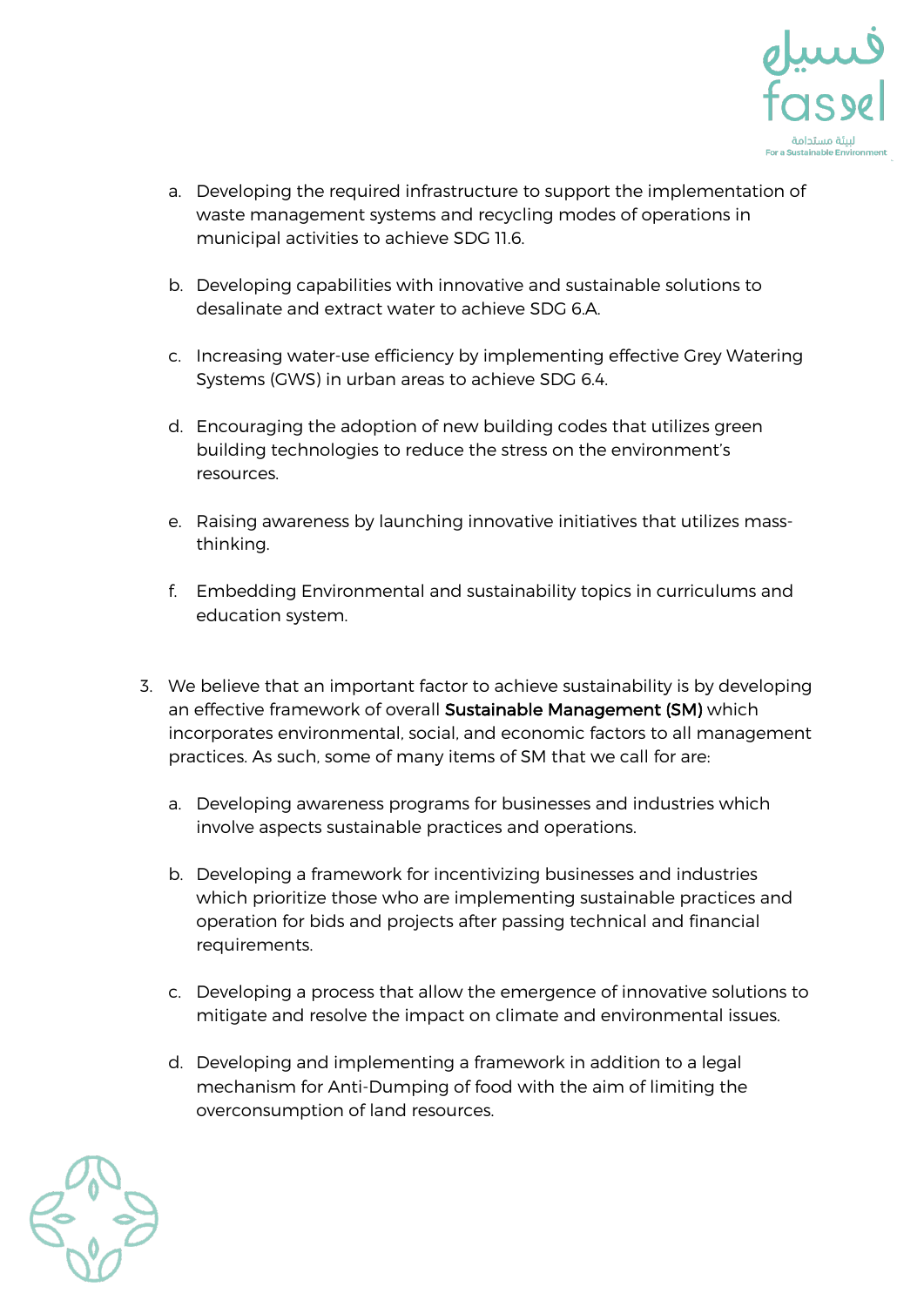a. Developing the required infrastructure to support the implementation of waste management systems and recycling modes of operations in municipal activities to achieve SDG 11.6.

b. Developing capabilities with innovative and sustainable solutions to desalinate and extract water to achieve SDG 6.A.

c. Increasing water-use efficiency by implementing effective Grey Watering Systems (GWS) in urban areas to achieve SDG 6.4.

d. Encouraging the adoption of new building codes that utilizes green building technologies to reduce the stress on the environment's resources.

e. Raising awareness by launching innovative initiatives that utilizes mass-thinking.

f. Embedding Environmental and sustainability topics in curriculums and education system.

3. We believe that an important factor to achieve sustainability is by developing an effective framework of overall **Sustainable Management (SM)** which incorporates environmental, social, and economic factors to all management practices. As such, some of many items of SM that we call for are:

   a. Developing awareness programs for businesses and industries which involve aspects sustainable practices and operations.

   b. Developing a framework for incentivizing businesses and industries which prioritize those who are implementing sustainable practices and operation for bids and projects after passing technical and financial requirements.

   c. Developing a process that allow the emergence of innovative solutions to mitigate and resolve the impact on climate and environmental issues.

   d. Developing and implementing a framework in addition to a legal mechanism for Anti-Dumping of food with the aim of limiting the overconsumption of land resources.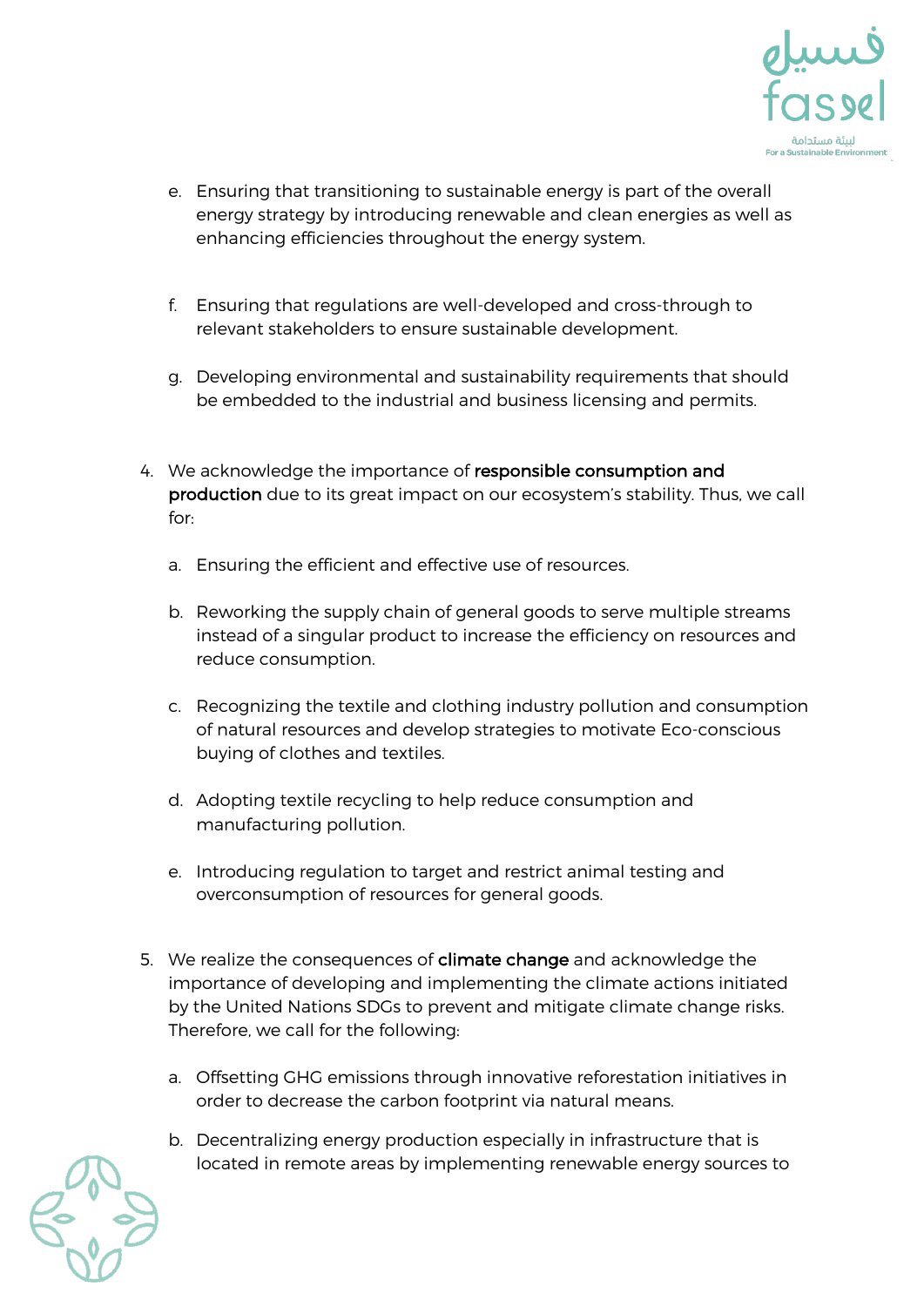e. Ensuring that transitioning to sustainable energy is part of the overall energy strategy by introducing renewable and clean energies as well as enhancing efficiencies throughout the energy system.

f. Ensuring that regulations are well-developed and cross-through to relevant stakeholders to ensure sustainable development.

g. Developing environmental and sustainability requirements that should be embedded to the industrial and business licensing and permits.

4. We acknowledge the importance of **responsible consumption and production** due to its great impact on our ecosystem's stability. Thus, we call for:

   a. Ensuring the efficient and effective use of resources.

   b. Reworking the supply chain of general goods to serve multiple streams instead of a singular product to increase the efficiency on resources and reduce consumption.

   c. Recognizing the textile and clothing industry pollution and consumption of natural resources and develop strategies to motivate Eco-conscious buying of clothes and textiles.

   d. Adopting textile recycling to help reduce consumption and manufacturing pollution.

   e. Introducing regulation to target and restrict animal testing and overconsumption of resources for general goods.

5. We realize the consequences of **climate change** and acknowledge the importance of developing and implementing the climate actions initiated by the United Nations SDGs to prevent and mitigate climate change risks. Therefore, we call for the following:

   a. Offsetting GHG emissions through innovative reforestation initiatives in order to decrease the carbon footprint via natural means.

   b. Decentralizing energy production especially in infrastructure that is located in remote areas by implementing renewable energy sources to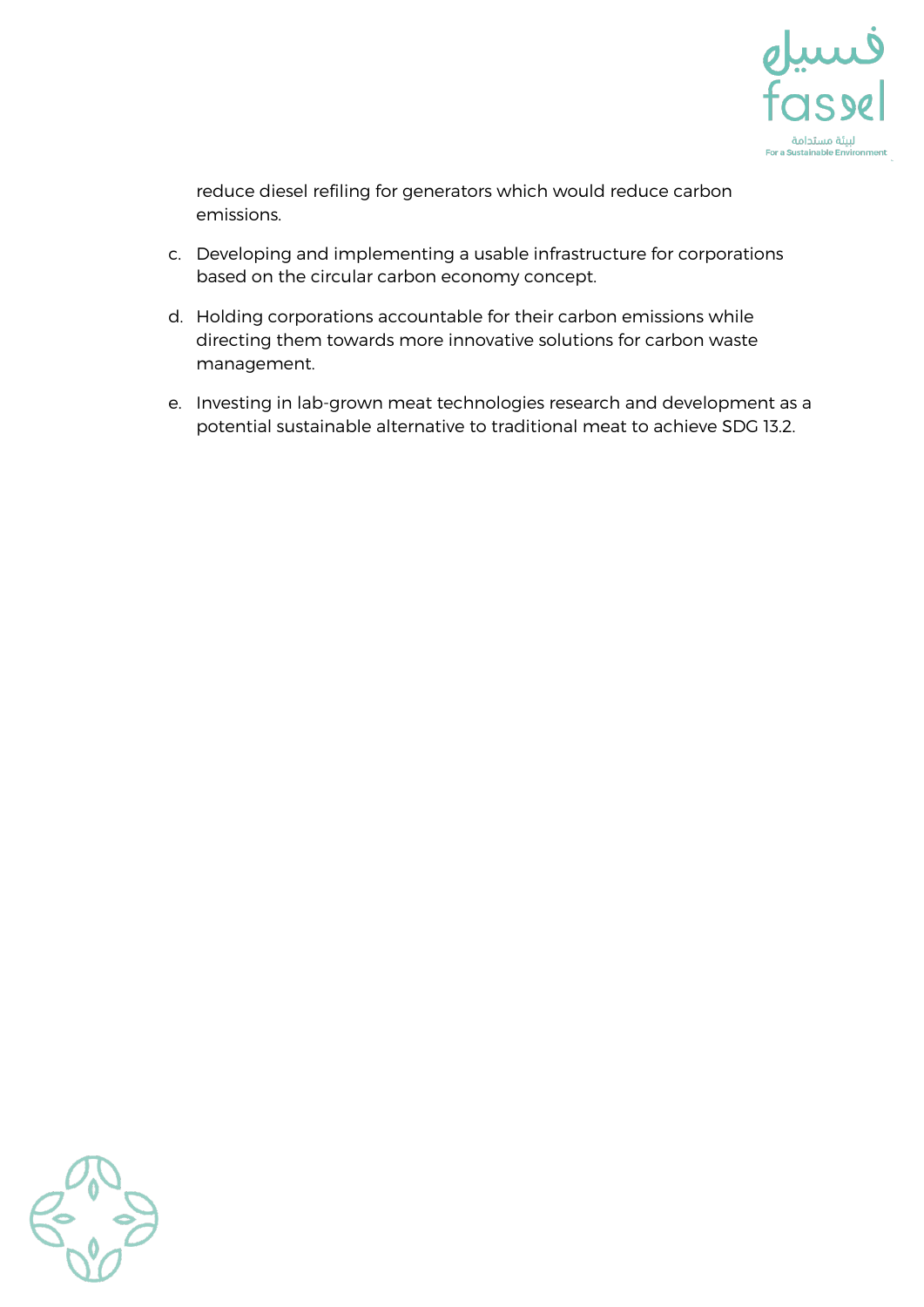reduce diesel refiling for generators which would reduce carbon emissions.

c. Developing and implementing a usable infrastructure for corporations based on the circular carbon economy concept.

d. Holding corporations accountable for their carbon emissions while directing them towards more innovative solutions for carbon waste management.

e. Investing in lab-grown meat technologies research and development as a potential sustainable alternative to traditional meat to achieve SDG 13.2.